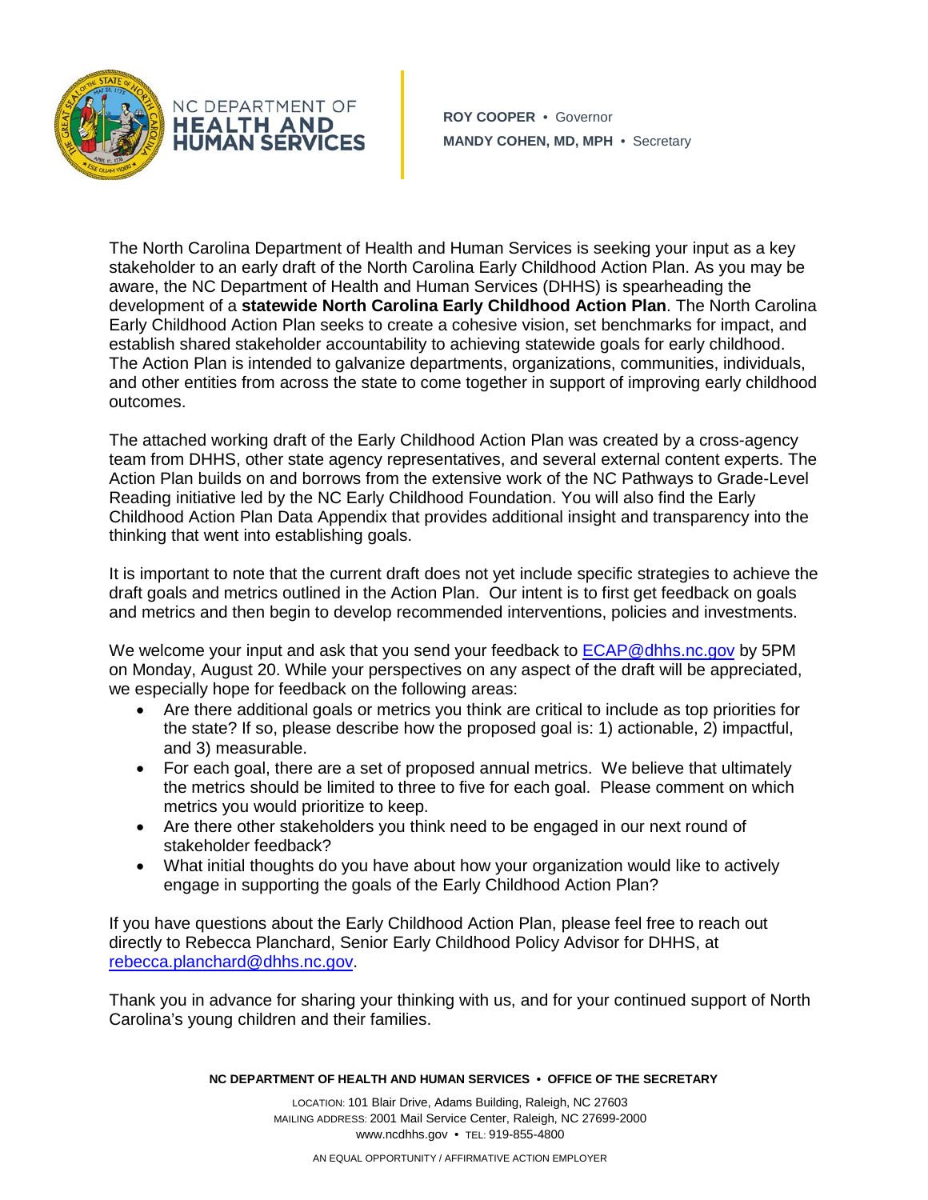NC DEPARTMENT OF **HEALTH AND HUMAN SERVICES**

**ROY COOPER** • Governor
**MANDY COHEN, MD, MPH** • Secretary

The North Carolina Department of Health and Human Services is seeking your input as a key stakeholder to an early draft of the North Carolina Early Childhood Action Plan. As you may be aware, the NC Department of Health and Human Services (DHHS) is spearheading the development of a **statewide North Carolina Early Childhood Action Plan**. The North Carolina Early Childhood Action Plan seeks to create a cohesive vision, set benchmarks for impact, and establish shared stakeholder accountability to achieving statewide goals for early childhood. The Action Plan is intended to galvanize departments, organizations, communities, individuals, and other entities from across the state to come together in support of improving early childhood outcomes.

The attached working draft of the Early Childhood Action Plan was created by a cross-agency team from DHHS, other state agency representatives, and several external content experts. The Action Plan builds on and borrows from the extensive work of the NC Pathways to Grade-Level Reading initiative led by the NC Early Childhood Foundation. You will also find the Early Childhood Action Plan Data Appendix that provides additional insight and transparency into the thinking that went into establishing goals.

It is important to note that the current draft does not yet include specific strategies to achieve the draft goals and metrics outlined in the Action Plan. Our intent is to first get feedback on goals and metrics and then begin to develop recommended interventions, policies and investments.

We welcome your input and ask that you send your feedback to ECAP@dhhs.nc.gov by 5PM on Monday, August 20. While your perspectives on any aspect of the draft will be appreciated, we especially hope for feedback on the following areas:

- Are there additional goals or metrics you think are critical to include as top priorities for the state? If so, please describe how the proposed goal is: 1) actionable, 2) impactful, and 3) measurable.
- For each goal, there are a set of proposed annual metrics. We believe that ultimately the metrics should be limited to three to five for each goal. Please comment on which metrics you would prioritize to keep.
- Are there other stakeholders you think need to be engaged in our next round of stakeholder feedback?
- What initial thoughts do you have about how your organization would like to actively engage in supporting the goals of the Early Childhood Action Plan?

If you have questions about the Early Childhood Action Plan, please feel free to reach out directly to Rebecca Planchard, Senior Early Childhood Policy Advisor for DHHS, at rebecca.planchard@dhhs.nc.gov.

Thank you in advance for sharing your thinking with us, and for your continued support of North Carolina's young children and their families.

**NC DEPARTMENT OF HEALTH AND HUMAN SERVICES • OFFICE OF THE SECRETARY**

LOCATION: 101 Blair Drive, Adams Building, Raleigh, NC 27603
MAILING ADDRESS: 2001 Mail Service Center, Raleigh, NC 27699-2000
www.ncdhhs.gov • TEL: 919-855-4800

AN EQUAL OPPORTUNITY / AFFIRMATIVE ACTION EMPLOYER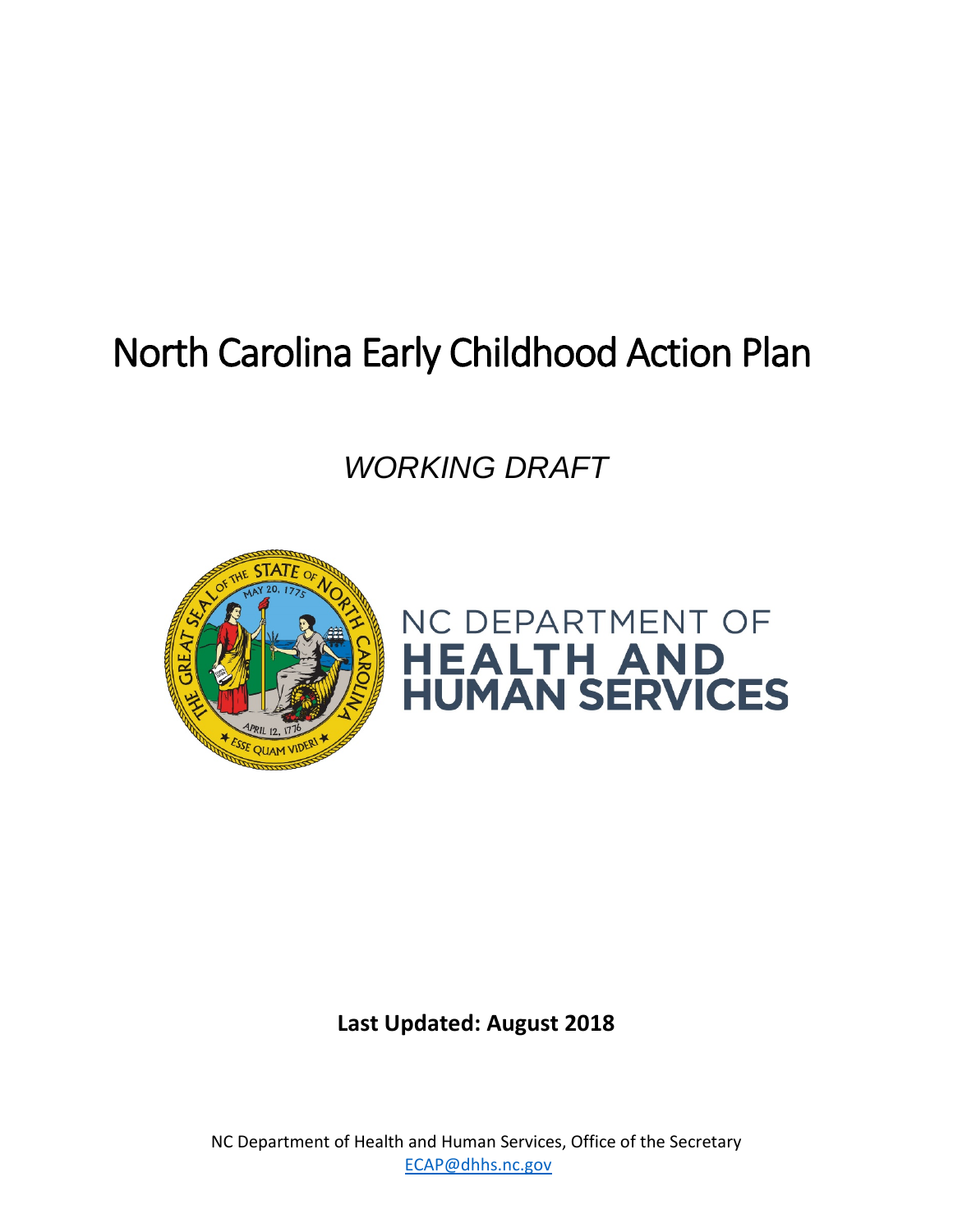# North Carolina Early Childhood Action Plan

*WORKING DRAFT*

NC DEPARTMENT OF
**HEALTH AND HUMAN SERVICES**

**Last Updated: August 2018**

NC Department of Health and Human Services, Office of the Secretary
[ECAP@dhhs.nc.gov](mailto:ECAP@dhhs.nc.gov)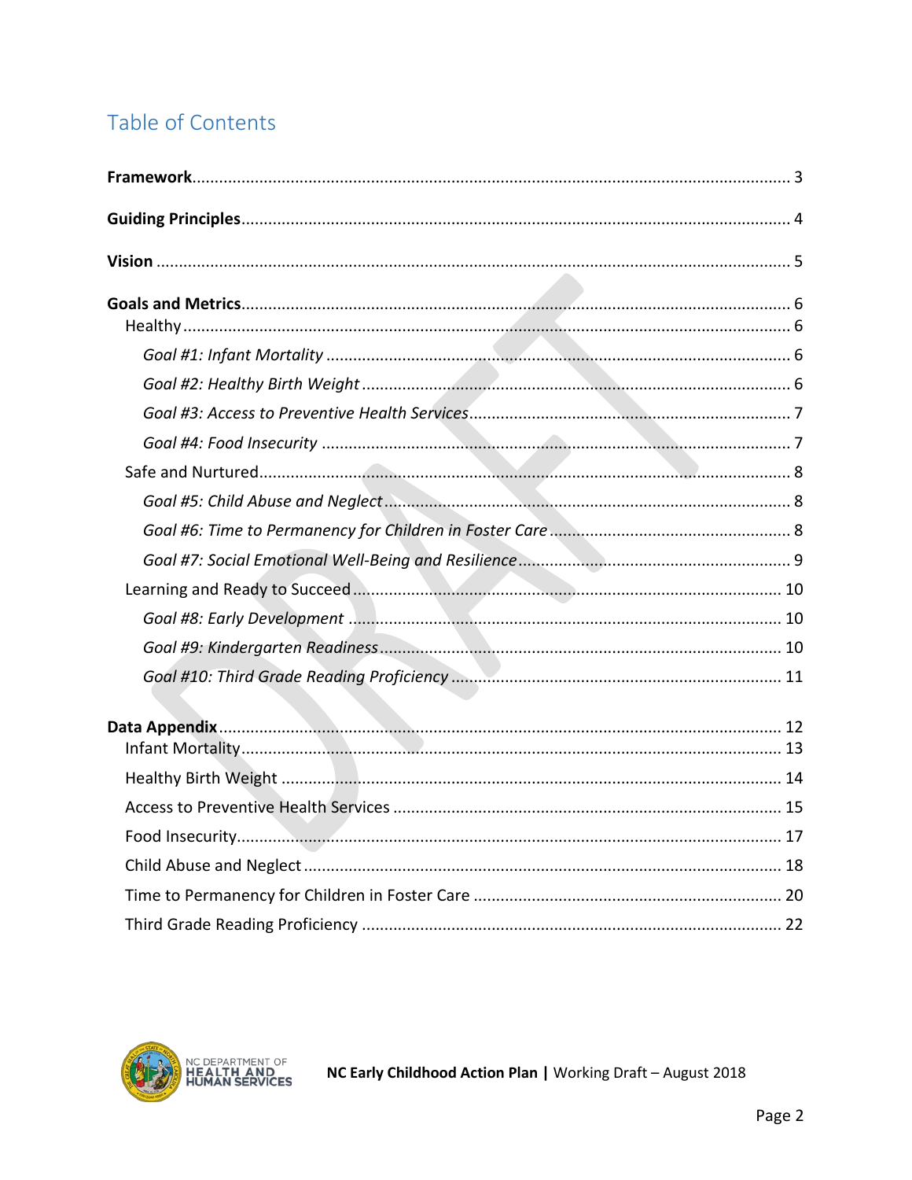# Table of Contents

**Framework** ..... 3

**Guiding Principles** ..... 4

**Vision** ..... 5

**Goals and Metrics** ..... 6

- Healthy ..... 6
  - *Goal #1: Infant Mortality* ..... 6
  - *Goal #2: Healthy Birth Weight* ..... 6
  - *Goal #3: Access to Preventive Health Services* ..... 7
  - *Goal #4: Food Insecurity* ..... 7
- Safe and Nurtured ..... 8
  - *Goal #5: Child Abuse and Neglect* ..... 8
  - *Goal #6: Time to Permanency for Children in Foster Care* ..... 8
  - *Goal #7: Social Emotional Well-Being and Resilience* ..... 9
- Learning and Ready to Succeed ..... 10
  - *Goal #8: Early Development* ..... 10
  - *Goal #9: Kindergarten Readiness* ..... 10
  - *Goal #10: Third Grade Reading Proficiency* ..... 11

**Data Appendix** ..... 12

- Infant Mortality ..... 13
- Healthy Birth Weight ..... 14
- Access to Preventive Health Services ..... 15
- Food Insecurity ..... 17
- Child Abuse and Neglect ..... 18
- Time to Permanency for Children in Foster Care ..... 20
- Third Grade Reading Proficiency ..... 22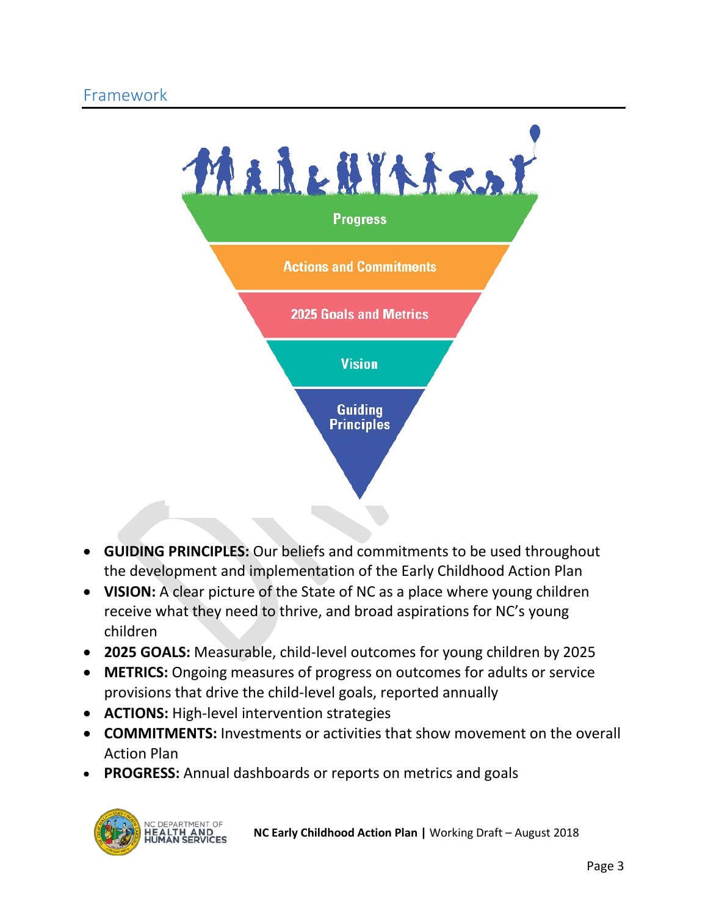## Framework

- **GUIDING PRINCIPLES:** Our beliefs and commitments to be used throughout the development and implementation of the Early Childhood Action Plan
- **VISION:** A clear picture of the State of NC as a place where young children receive what they need to thrive, and broad aspirations for NC's young children
- **2025 GOALS:** Measurable, child-level outcomes for young children by 2025
- **METRICS:** Ongoing measures of progress on outcomes for adults or service provisions that drive the child-level goals, reported annually
- **ACTIONS:** High-level intervention strategies
- **COMMITMENTS:** Investments or activities that show movement on the overall Action Plan
- **PROGRESS:** Annual dashboards or reports on metrics and goals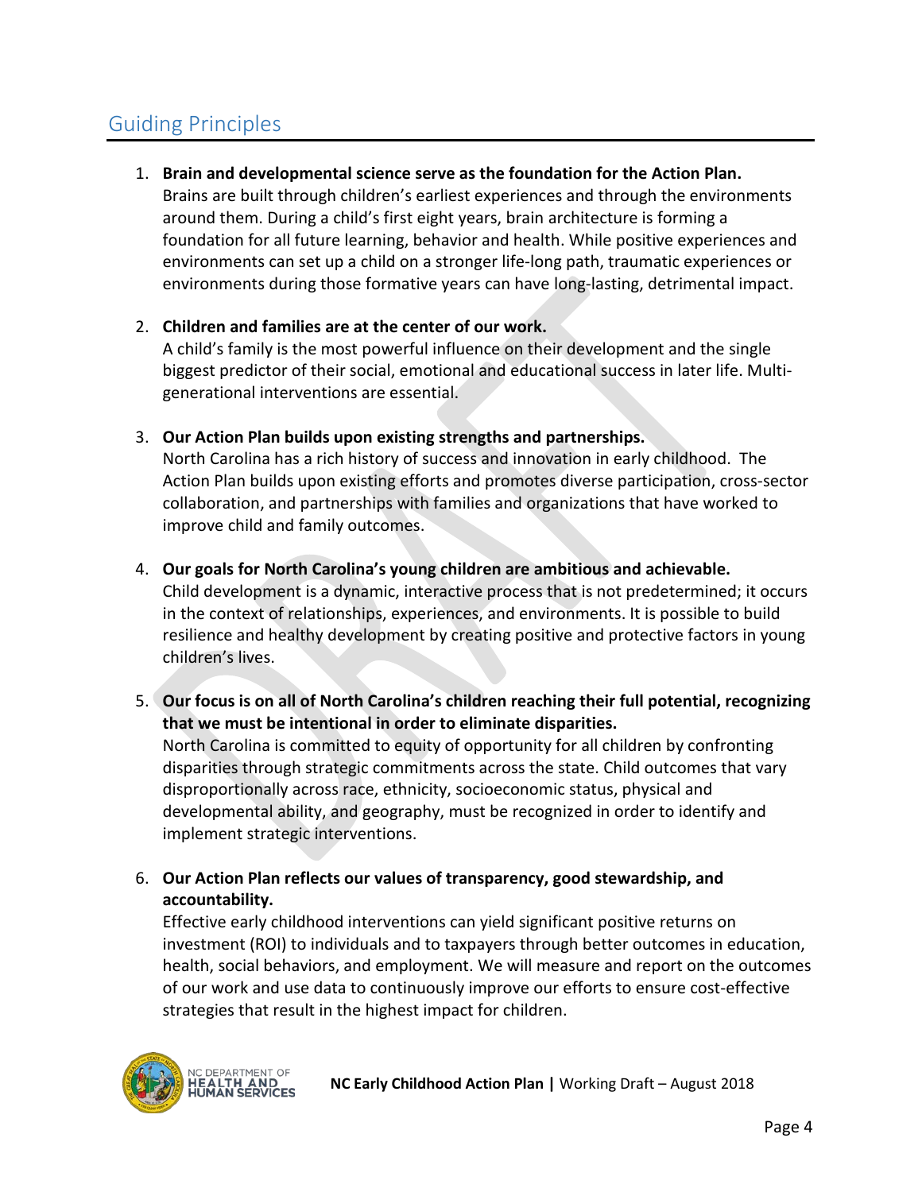## Guiding Principles

1. **Brain and developmental science serve as the foundation for the Action Plan.**
   Brains are built through children's earliest experiences and through the environments around them. During a child's first eight years, brain architecture is forming a foundation for all future learning, behavior and health. While positive experiences and environments can set up a child on a stronger life-long path, traumatic experiences or environments during those formative years can have long-lasting, detrimental impact.

2. **Children and families are at the center of our work.**
   A child's family is the most powerful influence on their development and the single biggest predictor of their social, emotional and educational success in later life. Multi-generational interventions are essential.

3. **Our Action Plan builds upon existing strengths and partnerships.**
   North Carolina has a rich history of success and innovation in early childhood. The Action Plan builds upon existing efforts and promotes diverse participation, cross-sector collaboration, and partnerships with families and organizations that have worked to improve child and family outcomes.

4. **Our goals for North Carolina's young children are ambitious and achievable.**
   Child development is a dynamic, interactive process that is not predetermined; it occurs in the context of relationships, experiences, and environments. It is possible to build resilience and healthy development by creating positive and protective factors in young children's lives.

5. **Our focus is on all of North Carolina's children reaching their full potential, recognizing that we must be intentional in order to eliminate disparities.**
   North Carolina is committed to equity of opportunity for all children by confronting disparities through strategic commitments across the state. Child outcomes that vary disproportionally across race, ethnicity, socioeconomic status, physical and developmental ability, and geography, must be recognized in order to identify and implement strategic interventions.

6. **Our Action Plan reflects our values of transparency, good stewardship, and accountability.**
   Effective early childhood interventions can yield significant positive returns on investment (ROI) to individuals and to taxpayers through better outcomes in education, health, social behaviors, and employment. We will measure and report on the outcomes of our work and use data to continuously improve our efforts to ensure cost-effective strategies that result in the highest impact for children.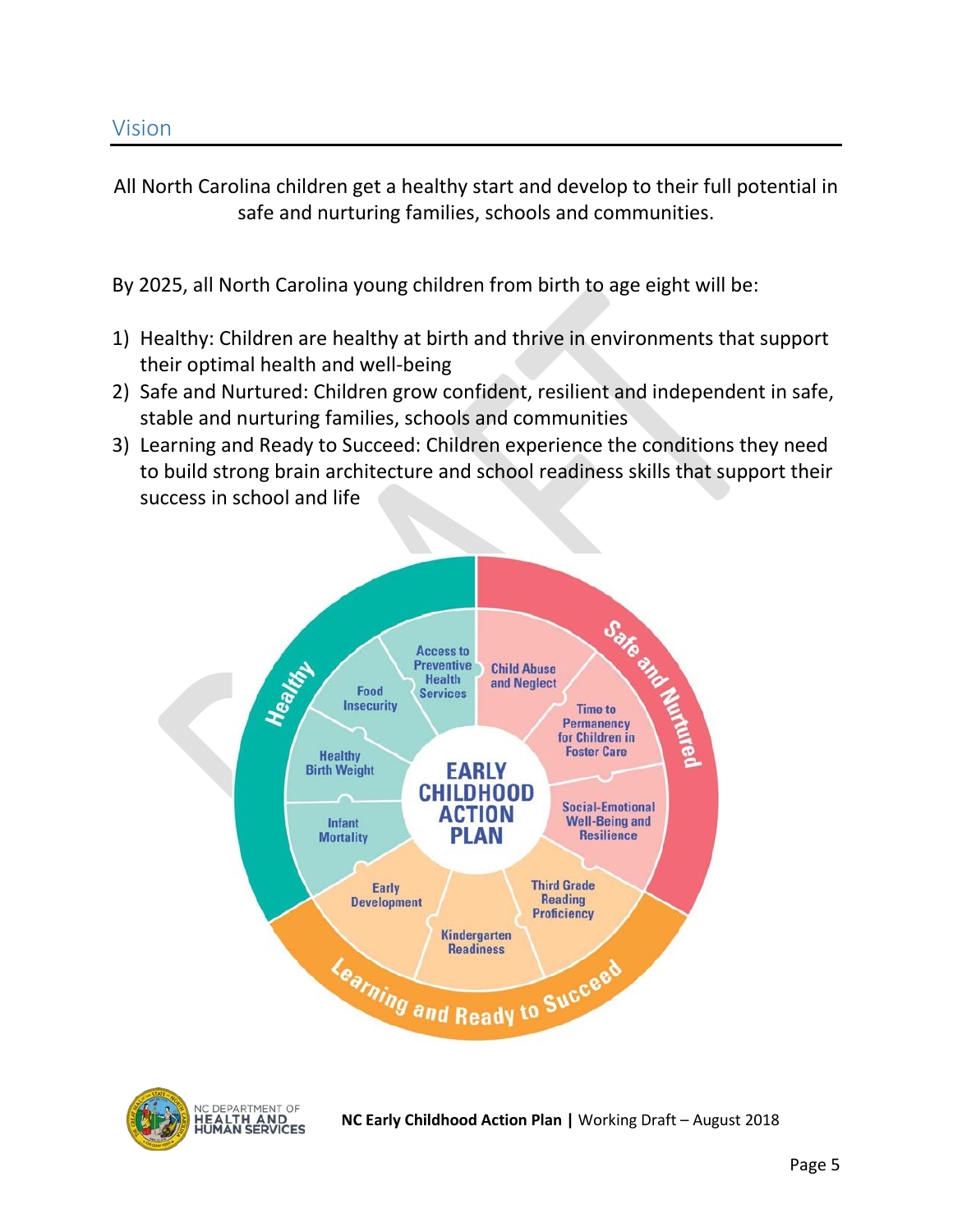## Vision

All North Carolina children get a healthy start and develop to their full potential in safe and nurturing families, schools and communities.

By 2025, all North Carolina young children from birth to age eight will be:

1) Healthy: Children are healthy at birth and thrive in environments that support their optimal health and well-being
2) Safe and Nurtured: Children grow confident, resilient and independent in safe, stable and nurturing families, schools and communities
3) Learning and Ready to Succeed: Children experience the conditions they need to build strong brain architecture and school readiness skills that support their success in school and life

**EARLY CHILDHOOD ACTION PLAN**

- **Healthy**: Access to Preventive Health Services; Food Insecurity; Healthy Birth Weight; Infant Mortality
- **Safe and Nurtured**: Child Abuse and Neglect; Time to Permanency for Children in Foster Care; Social-Emotional Well-Being and Resilience
- **Learning and Ready to Succeed**: Third Grade Reading Proficiency; Kindergarten Readiness; Early Development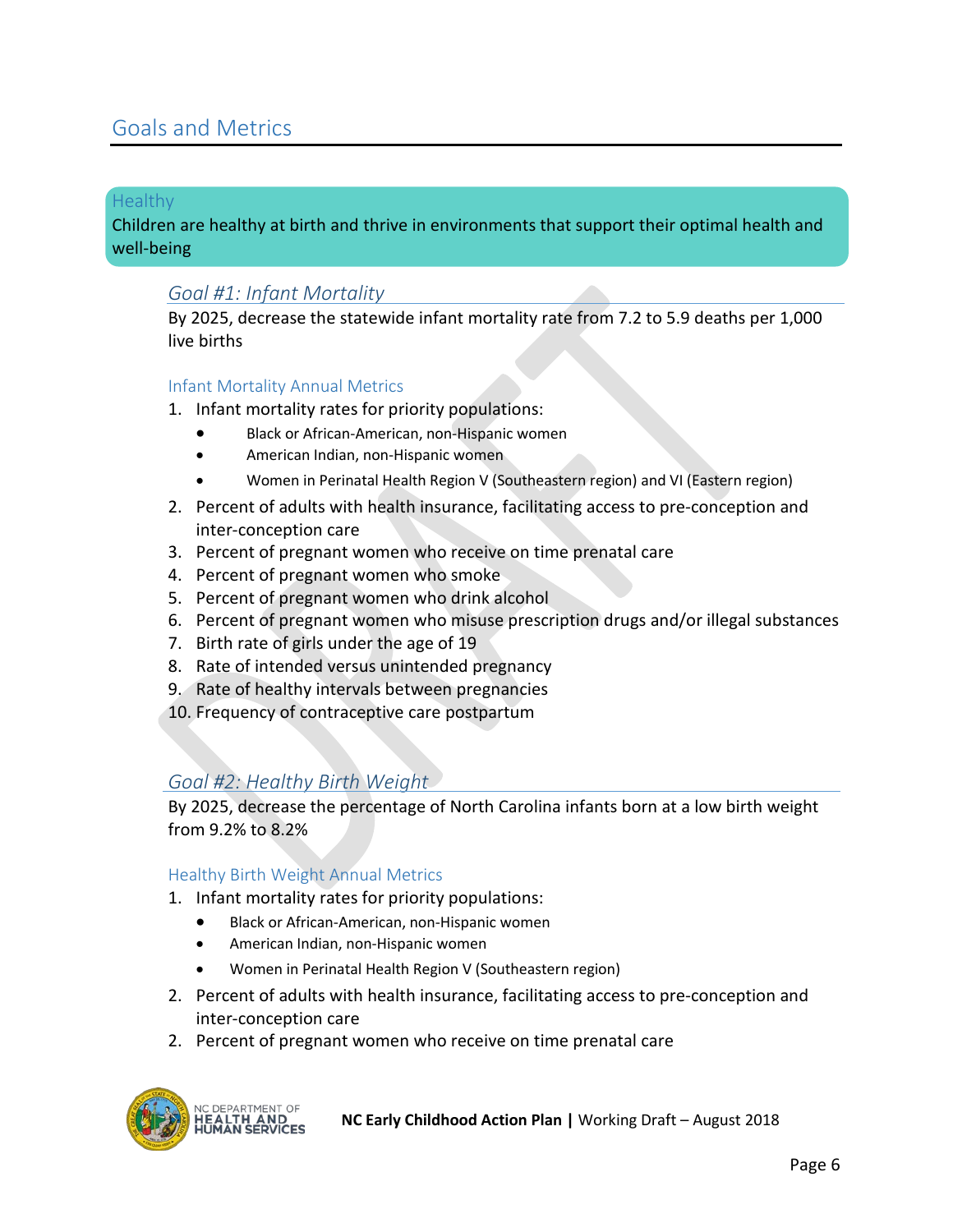## Goals and Metrics

### Healthy

Children are healthy at birth and thrive in environments that support their optimal health and well-being

#### *Goal #1: Infant Mortality*

By 2025, decrease the statewide infant mortality rate from 7.2 to 5.9 deaths per 1,000 live births

##### Infant Mortality Annual Metrics

1. Infant mortality rates for priority populations:
   - Black or African-American, non-Hispanic women
   - American Indian, non-Hispanic women
   - Women in Perinatal Health Region V (Southeastern region) and VI (Eastern region)
2. Percent of adults with health insurance, facilitating access to pre-conception and inter-conception care
3. Percent of pregnant women who receive on time prenatal care
4. Percent of pregnant women who smoke
5. Percent of pregnant women who drink alcohol
6. Percent of pregnant women who misuse prescription drugs and/or illegal substances
7. Birth rate of girls under the age of 19
8. Rate of intended versus unintended pregnancy
9. Rate of healthy intervals between pregnancies
10. Frequency of contraceptive care postpartum

#### *Goal #2: Healthy Birth Weight*

By 2025, decrease the percentage of North Carolina infants born at a low birth weight from 9.2% to 8.2%

##### Healthy Birth Weight Annual Metrics

1. Infant mortality rates for priority populations:
   - Black or African-American, non-Hispanic women
   - American Indian, non-Hispanic women
   - Women in Perinatal Health Region V (Southeastern region)
2. Percent of adults with health insurance, facilitating access to pre-conception and inter-conception care
2. Percent of pregnant women who receive on time prenatal care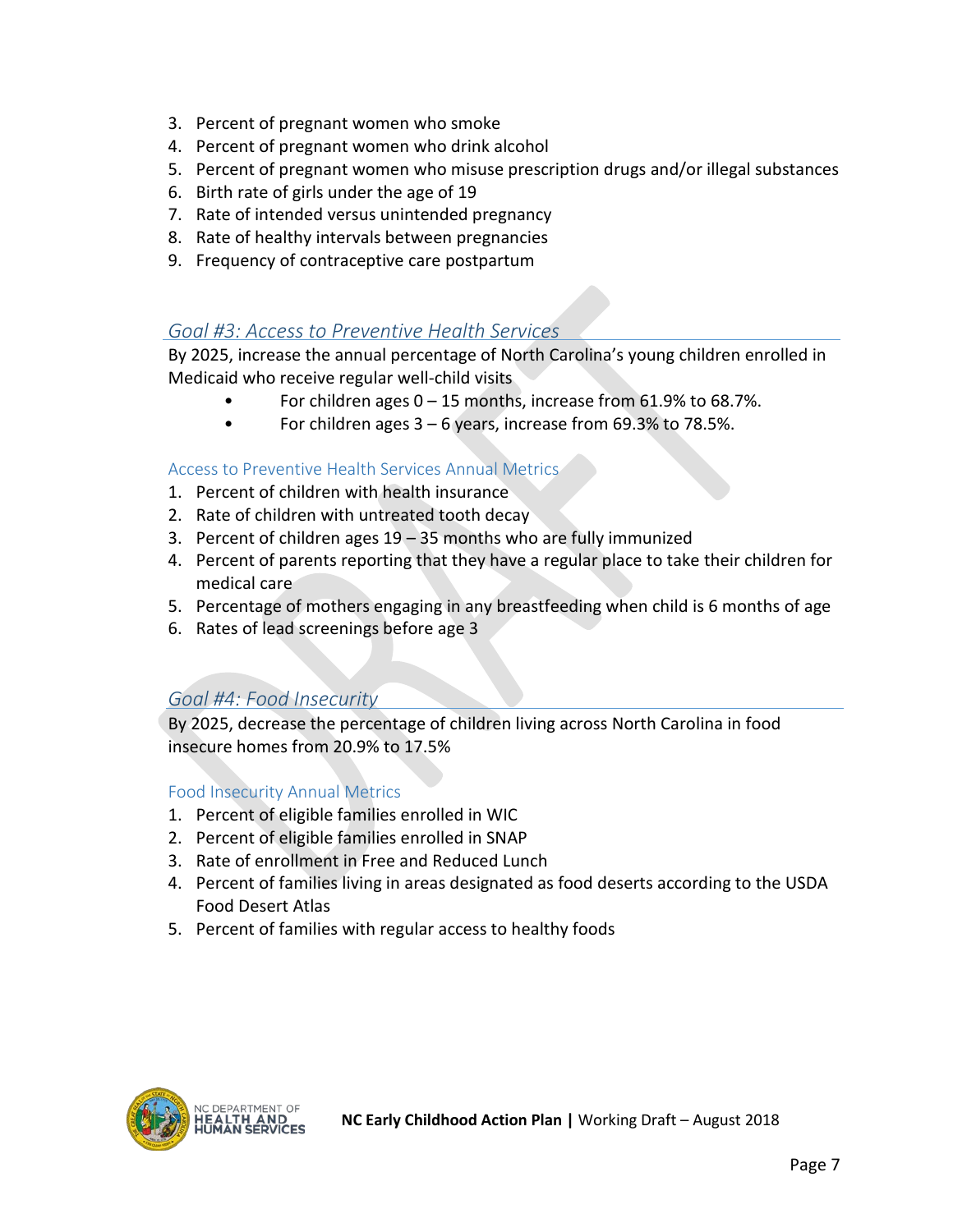3. Percent of pregnant women who smoke
4. Percent of pregnant women who drink alcohol
5. Percent of pregnant women who misuse prescription drugs and/or illegal substances
6. Birth rate of girls under the age of 19
7. Rate of intended versus unintended pregnancy
8. Rate of healthy intervals between pregnancies
9. Frequency of contraceptive care postpartum

## *Goal #3: Access to Preventive Health Services*

By 2025, increase the annual percentage of North Carolina's young children enrolled in Medicaid who receive regular well-child visits

- For children ages 0 – 15 months, increase from 61.9% to 68.7%.
- For children ages 3 – 6 years, increase from 69.3% to 78.5%.

### Access to Preventive Health Services Annual Metrics

1. Percent of children with health insurance
2. Rate of children with untreated tooth decay
3. Percent of children ages 19 – 35 months who are fully immunized
4. Percent of parents reporting that they have a regular place to take their children for medical care
5. Percentage of mothers engaging in any breastfeeding when child is 6 months of age
6. Rates of lead screenings before age 3

## *Goal #4: Food Insecurity*

By 2025, decrease the percentage of children living across North Carolina in food insecure homes from 20.9% to 17.5%

### Food Insecurity Annual Metrics

1. Percent of eligible families enrolled in WIC
2. Percent of eligible families enrolled in SNAP
3. Rate of enrollment in Free and Reduced Lunch
4. Percent of families living in areas designated as food deserts according to the USDA Food Desert Atlas
5. Percent of families with regular access to healthy foods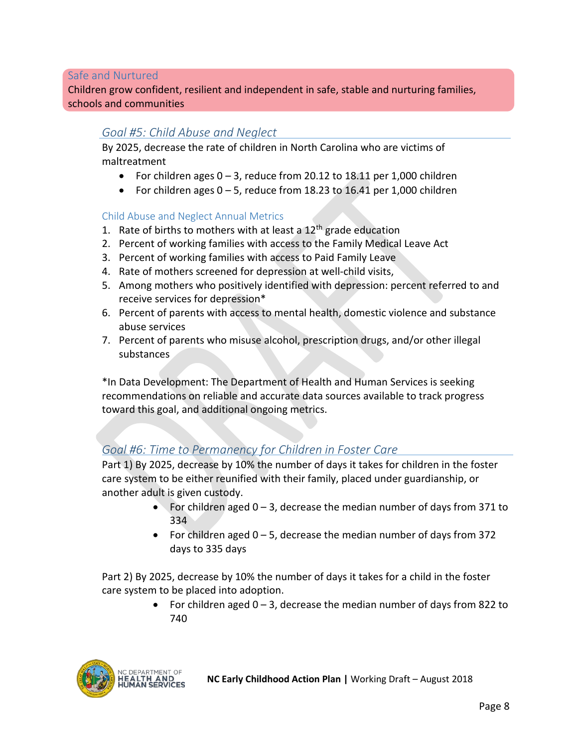## Safe and Nurtured

Children grow confident, resilient and independent in safe, stable and nurturing families, schools and communities

### *Goal #5: Child Abuse and Neglect*

By 2025, decrease the rate of children in North Carolina who are victims of maltreatment

- For children ages 0 – 3, reduce from 20.12 to 18.11 per 1,000 children
- For children ages 0 – 5, reduce from 18.23 to 16.41 per 1,000 children

#### Child Abuse and Neglect Annual Metrics

1. Rate of births to mothers with at least a 12th grade education
2. Percent of working families with access to the Family Medical Leave Act
3. Percent of working families with access to Paid Family Leave
4. Rate of mothers screened for depression at well-child visits,
5. Among mothers who positively identified with depression: percent referred to and receive services for depression*
6. Percent of parents with access to mental health, domestic violence and substance abuse services
7. Percent of parents who misuse alcohol, prescription drugs, and/or other illegal substances

*In Data Development: The Department of Health and Human Services is seeking recommendations on reliable and accurate data sources available to track progress toward this goal, and additional ongoing metrics.

### *Goal #6: Time to Permanency for Children in Foster Care*

Part 1) By 2025, decrease by 10% the number of days it takes for children in the foster care system to be either reunified with their family, placed under guardianship, or another adult is given custody.

- For children aged 0 – 3, decrease the median number of days from 371 to 334
- For children aged 0 – 5, decrease the median number of days from 372 days to 335 days

Part 2) By 2025, decrease by 10% the number of days it takes for a child in the foster care system to be placed into adoption.

- For children aged 0 – 3, decrease the median number of days from 822 to 740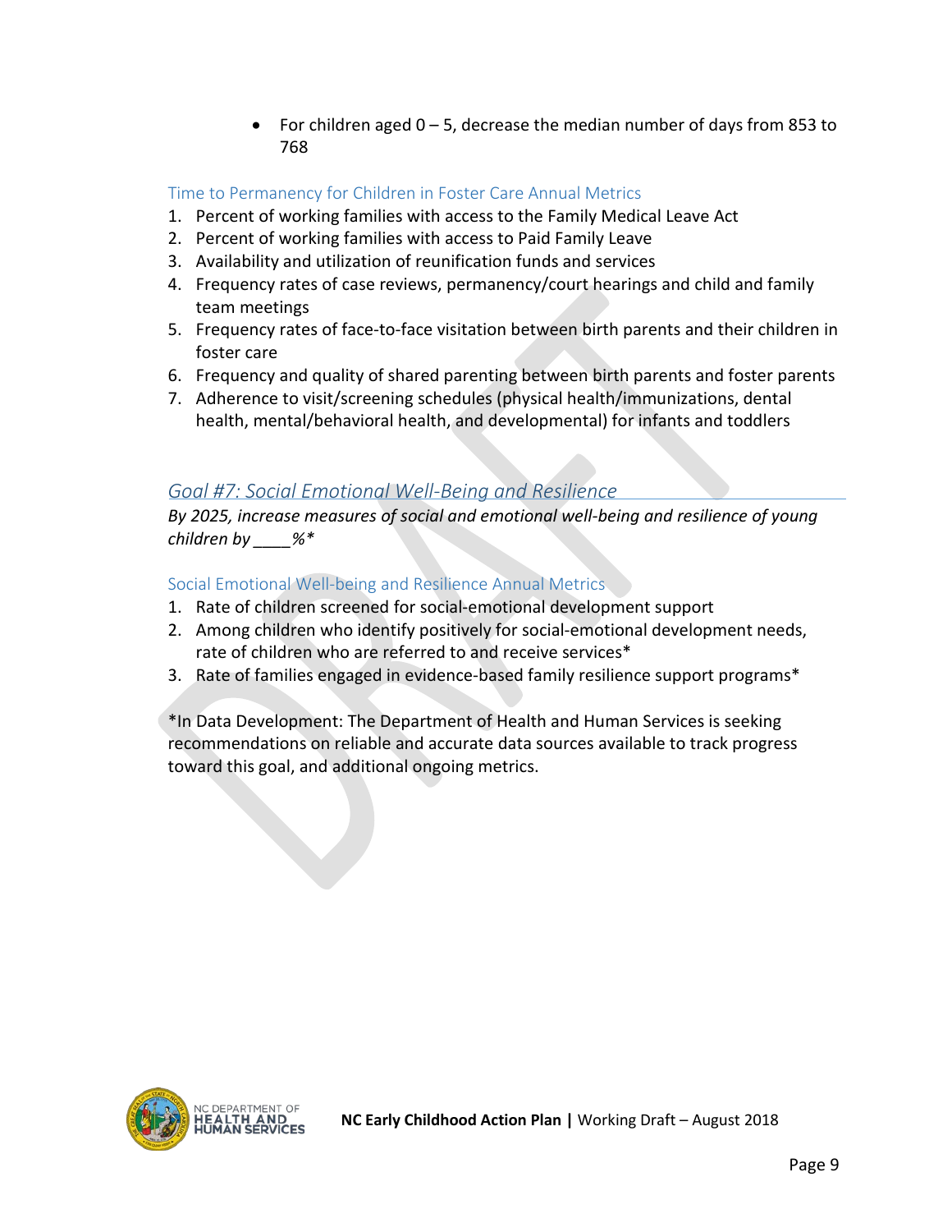- For children aged 0 – 5, decrease the median number of days from 853 to 768

### Time to Permanency for Children in Foster Care Annual Metrics

1. Percent of working families with access to the Family Medical Leave Act
2. Percent of working families with access to Paid Family Leave
3. Availability and utilization of reunification funds and services
4. Frequency rates of case reviews, permanency/court hearings and child and family team meetings
5. Frequency rates of face-to-face visitation between birth parents and their children in foster care
6. Frequency and quality of shared parenting between birth parents and foster parents
7. Adherence to visit/screening schedules (physical health/immunizations, dental health, mental/behavioral health, and developmental) for infants and toddlers

## *Goal #7: Social Emotional Well-Being and Resilience*

*By 2025, increase measures of social and emotional well-being and resilience of young children by ____%**

### Social Emotional Well-being and Resilience Annual Metrics

1. Rate of children screened for social-emotional development support
2. Among children who identify positively for social-emotional development needs, rate of children who are referred to and receive services*
3. Rate of families engaged in evidence-based family resilience support programs*

*In Data Development: The Department of Health and Human Services is seeking recommendations on reliable and accurate data sources available to track progress toward this goal, and additional ongoing metrics.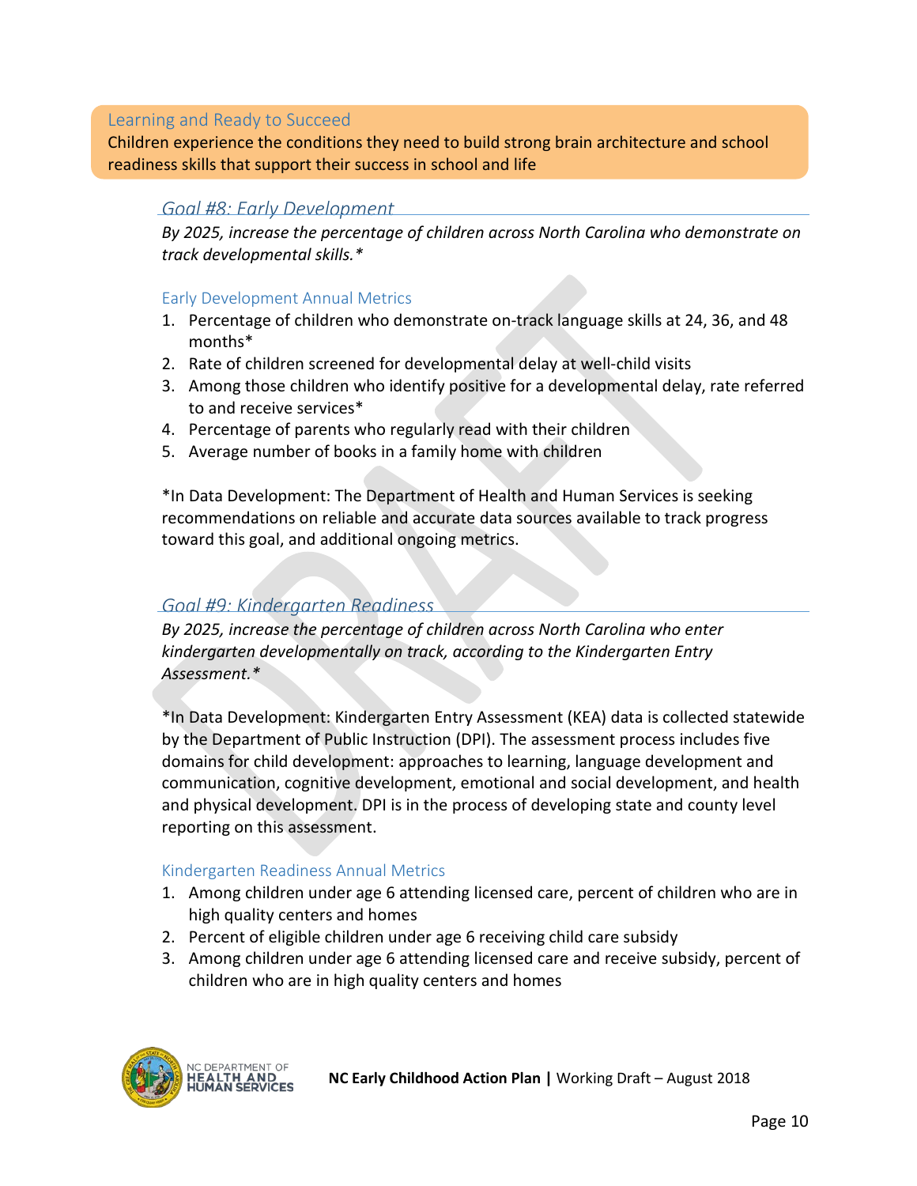## Learning and Ready to Succeed

Children experience the conditions they need to build strong brain architecture and school readiness skills that support their success in school and life

### *Goal #8: Early Development*

*By 2025, increase the percentage of children across North Carolina who demonstrate on track developmental skills.**

#### Early Development Annual Metrics

1. Percentage of children who demonstrate on-track language skills at 24, 36, and 48 months*
2. Rate of children screened for developmental delay at well-child visits
3. Among those children who identify positive for a developmental delay, rate referred to and receive services*
4. Percentage of parents who regularly read with their children
5. Average number of books in a family home with children

*In Data Development: The Department of Health and Human Services is seeking recommendations on reliable and accurate data sources available to track progress toward this goal, and additional ongoing metrics.

### *Goal #9: Kindergarten Readiness*

*By 2025, increase the percentage of children across North Carolina who enter kindergarten developmentally on track, according to the Kindergarten Entry Assessment.**

*In Data Development: Kindergarten Entry Assessment (KEA) data is collected statewide by the Department of Public Instruction (DPI). The assessment process includes five domains for child development: approaches to learning, language development and communication, cognitive development, emotional and social development, and health and physical development. DPI is in the process of developing state and county level reporting on this assessment.

#### Kindergarten Readiness Annual Metrics

1. Among children under age 6 attending licensed care, percent of children who are in high quality centers and homes
2. Percent of eligible children under age 6 receiving child care subsidy
3. Among children under age 6 attending licensed care and receive subsidy, percent of children who are in high quality centers and homes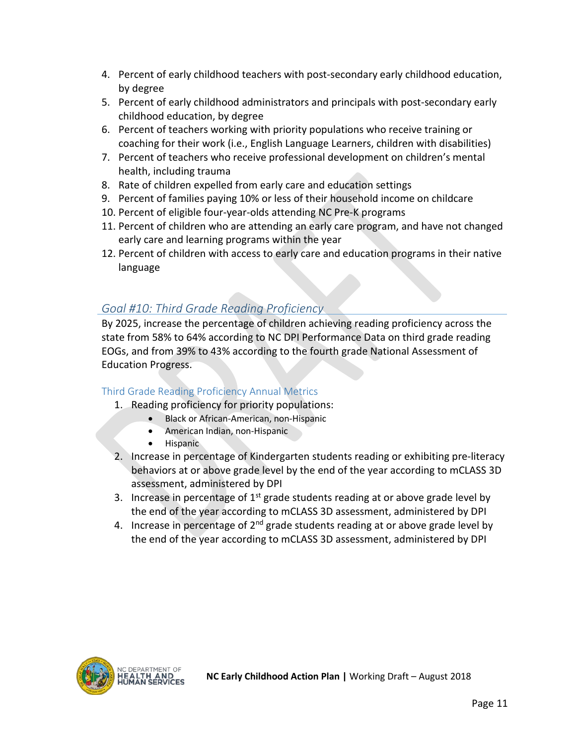4. Percent of early childhood teachers with post-secondary early childhood education, by degree
5. Percent of early childhood administrators and principals with post-secondary early childhood education, by degree
6. Percent of teachers working with priority populations who receive training or coaching for their work (i.e., English Language Learners, children with disabilities)
7. Percent of teachers who receive professional development on children's mental health, including trauma
8. Rate of children expelled from early care and education settings
9. Percent of families paying 10% or less of their household income on childcare
10. Percent of eligible four-year-olds attending NC Pre-K programs
11. Percent of children who are attending an early care program, and have not changed early care and learning programs within the year
12. Percent of children with access to early care and education programs in their native language

## *Goal #10: Third Grade Reading Proficiency*

By 2025, increase the percentage of children achieving reading proficiency across the state from 58% to 64% according to NC DPI Performance Data on third grade reading EOGs, and from 39% to 43% according to the fourth grade National Assessment of Education Progress.

### Third Grade Reading Proficiency Annual Metrics

1. Reading proficiency for priority populations:
   - Black or African-American, non-Hispanic
   - American Indian, non-Hispanic
   - Hispanic
2. Increase in percentage of Kindergarten students reading or exhibiting pre-literacy behaviors at or above grade level by the end of the year according to mCLASS 3D assessment, administered by DPI
3. Increase in percentage of 1st grade students reading at or above grade level by the end of the year according to mCLASS 3D assessment, administered by DPI
4. Increase in percentage of 2nd grade students reading at or above grade level by the end of the year according to mCLASS 3D assessment, administered by DPI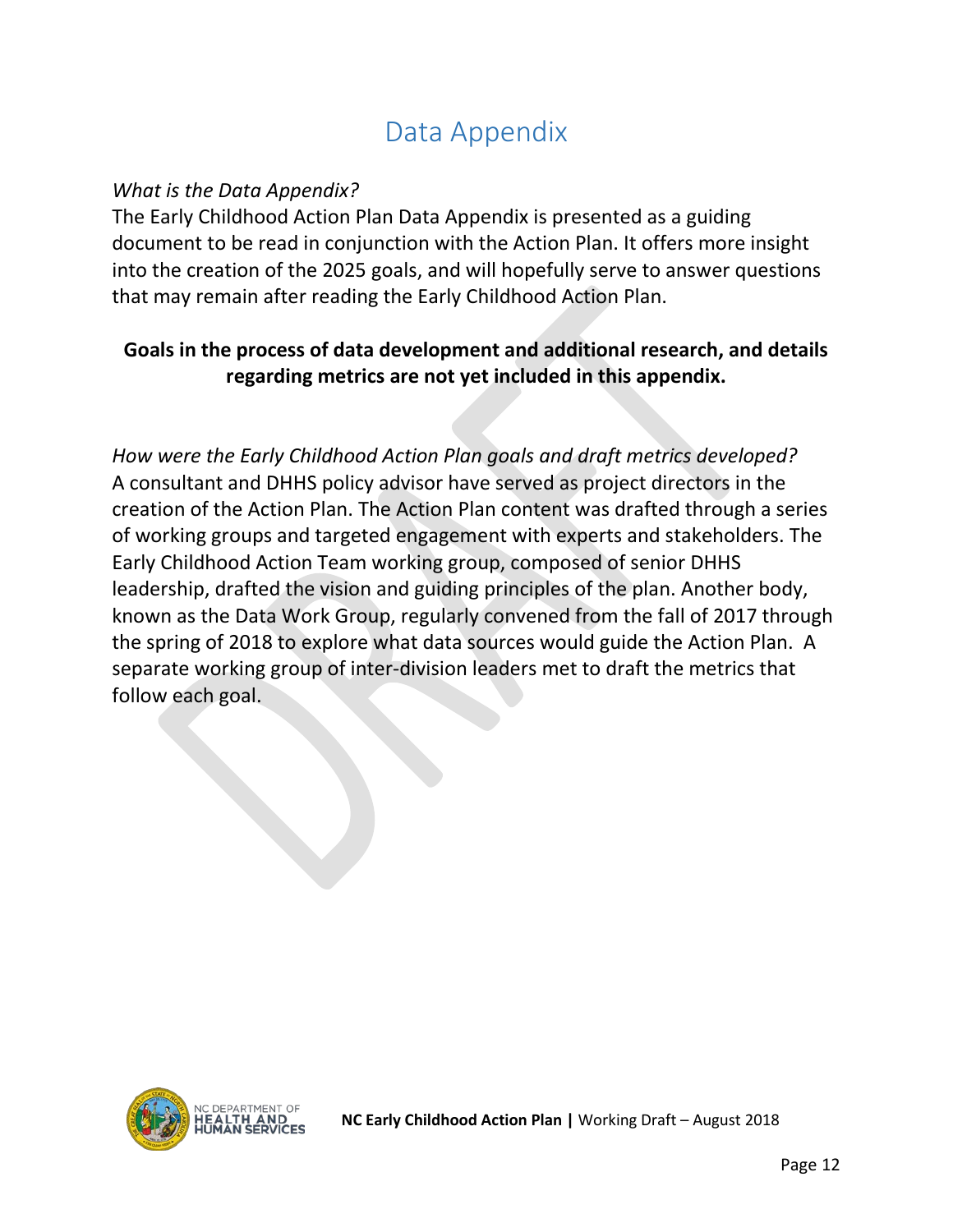# Data Appendix

*What is the Data Appendix?*

The Early Childhood Action Plan Data Appendix is presented as a guiding document to be read in conjunction with the Action Plan. It offers more insight into the creation of the 2025 goals, and will hopefully serve to answer questions that may remain after reading the Early Childhood Action Plan.

**Goals in the process of data development and additional research, and details regarding metrics are not yet included in this appendix.**

*How were the Early Childhood Action Plan goals and draft metrics developed?*

A consultant and DHHS policy advisor have served as project directors in the creation of the Action Plan. The Action Plan content was drafted through a series of working groups and targeted engagement with experts and stakeholders. The Early Childhood Action Team working group, composed of senior DHHS leadership, drafted the vision and guiding principles of the plan. Another body, known as the Data Work Group, regularly convened from the fall of 2017 through the spring of 2018 to explore what data sources would guide the Action Plan. A separate working group of inter-division leaders met to draft the metrics that follow each goal.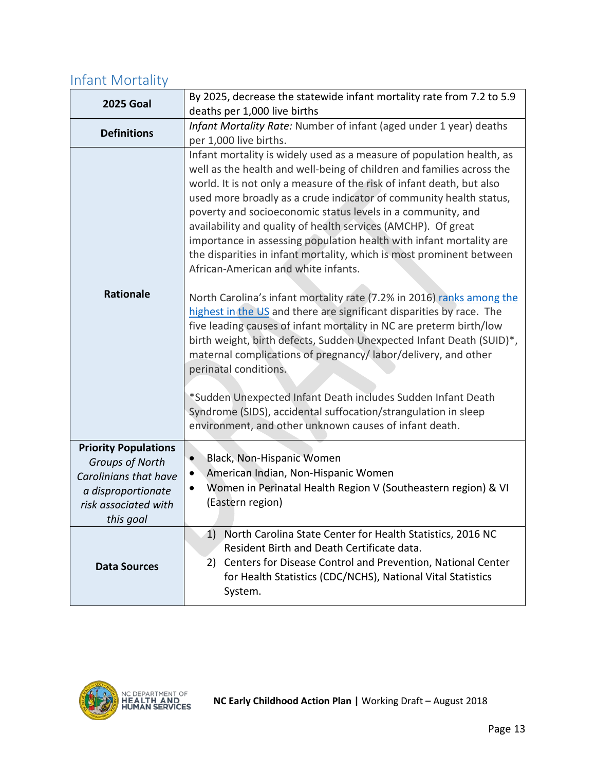## Infant Mortality

| | |
|---|---|
| **2025 Goal** | By 2025, decrease the statewide infant mortality rate from 7.2 to 5.9 deaths per 1,000 live births |
| **Definitions** | *Infant Mortality Rate:* Number of infant (aged under 1 year) deaths per 1,000 live births. |
| **Rationale** | Infant mortality is widely used as a measure of population health, as well as the health and well-being of children and families across the world. It is not only a measure of the risk of infant death, but also used more broadly as a crude indicator of community health status, poverty and socioeconomic status levels in a community, and availability and quality of health services (AMCHP). Of great importance in assessing population health with infant mortality are the disparities in infant mortality, which is most prominent between African-American and white infants.<br><br>North Carolina's infant mortality rate (7.2% in 2016) [ranks among the highest in the US] and there are significant disparities by race. The five leading causes of infant mortality in NC are preterm birth/low birth weight, birth defects, Sudden Unexpected Infant Death (SUID)*, maternal complications of pregnancy/ labor/delivery, and other perinatal conditions.<br><br>*Sudden Unexpected Infant Death includes Sudden Infant Death Syndrome (SIDS), accidental suffocation/strangulation in sleep environment, and other unknown causes of infant death. |
| **Priority Populations** *Groups of North Carolinians that have a disproportionate risk associated with this goal* | • Black, Non-Hispanic Women<br>• American Indian, Non-Hispanic Women<br>• Women in Perinatal Health Region V (Southeastern region) & VI (Eastern region) |
| **Data Sources** | 1) North Carolina State Center for Health Statistics, 2016 NC Resident Birth and Death Certificate data.<br>2) Centers for Disease Control and Prevention, National Center for Health Statistics (CDC/NCHS), National Vital Statistics System. |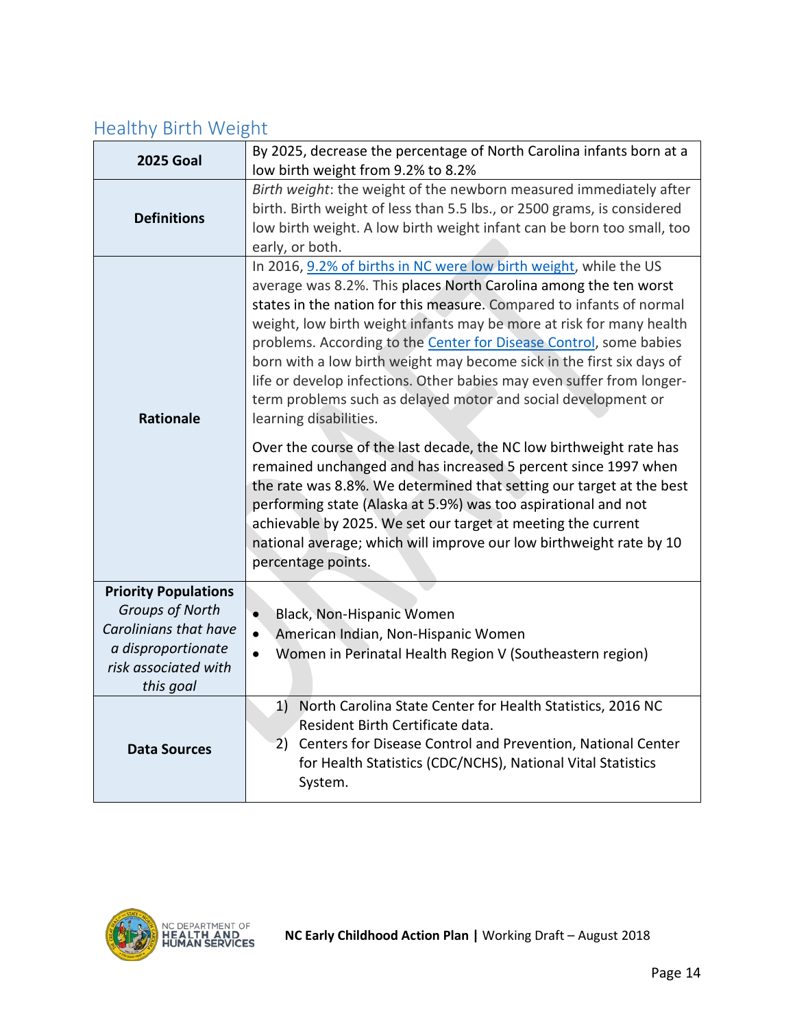## Healthy Birth Weight

| | |
|---|---|
| **2025 Goal** | By 2025, decrease the percentage of North Carolina infants born at a low birth weight from 9.2% to 8.2% |
| **Definitions** | *Birth weight*: the weight of the newborn measured immediately after birth. Birth weight of less than 5.5 lbs., or 2500 grams, is considered low birth weight. A low birth weight infant can be born too small, too early, or both. |
| **Rationale** | In 2016, 9.2% of births in NC were low birth weight, while the US average was 8.2%. This places North Carolina among the ten worst states in the nation for this measure. Compared to infants of normal weight, low birth weight infants may be more at risk for many health problems. According to the Center for Disease Control, some babies born with a low birth weight may become sick in the first six days of life or develop infections. Other babies may even suffer from longer-term problems such as delayed motor and social development or learning disabilities.<br><br>Over the course of the last decade, the NC low birthweight rate has remained unchanged and has increased 5 percent since 1997 when the rate was 8.8%. We determined that setting our target at the best performing state (Alaska at 5.9%) was too aspirational and not achievable by 2025. We set our target at meeting the current national average; which will improve our low birthweight rate by 10 percentage points. |
| **Priority Populations** *Groups of North Carolinians that have a disproportionate risk associated with this goal* | • Black, Non-Hispanic Women<br>• American Indian, Non-Hispanic Women<br>• Women in Perinatal Health Region V (Southeastern region) |
| **Data Sources** | 1) North Carolina State Center for Health Statistics, 2016 NC Resident Birth Certificate data.<br>2) Centers for Disease Control and Prevention, National Center for Health Statistics (CDC/NCHS), National Vital Statistics System. |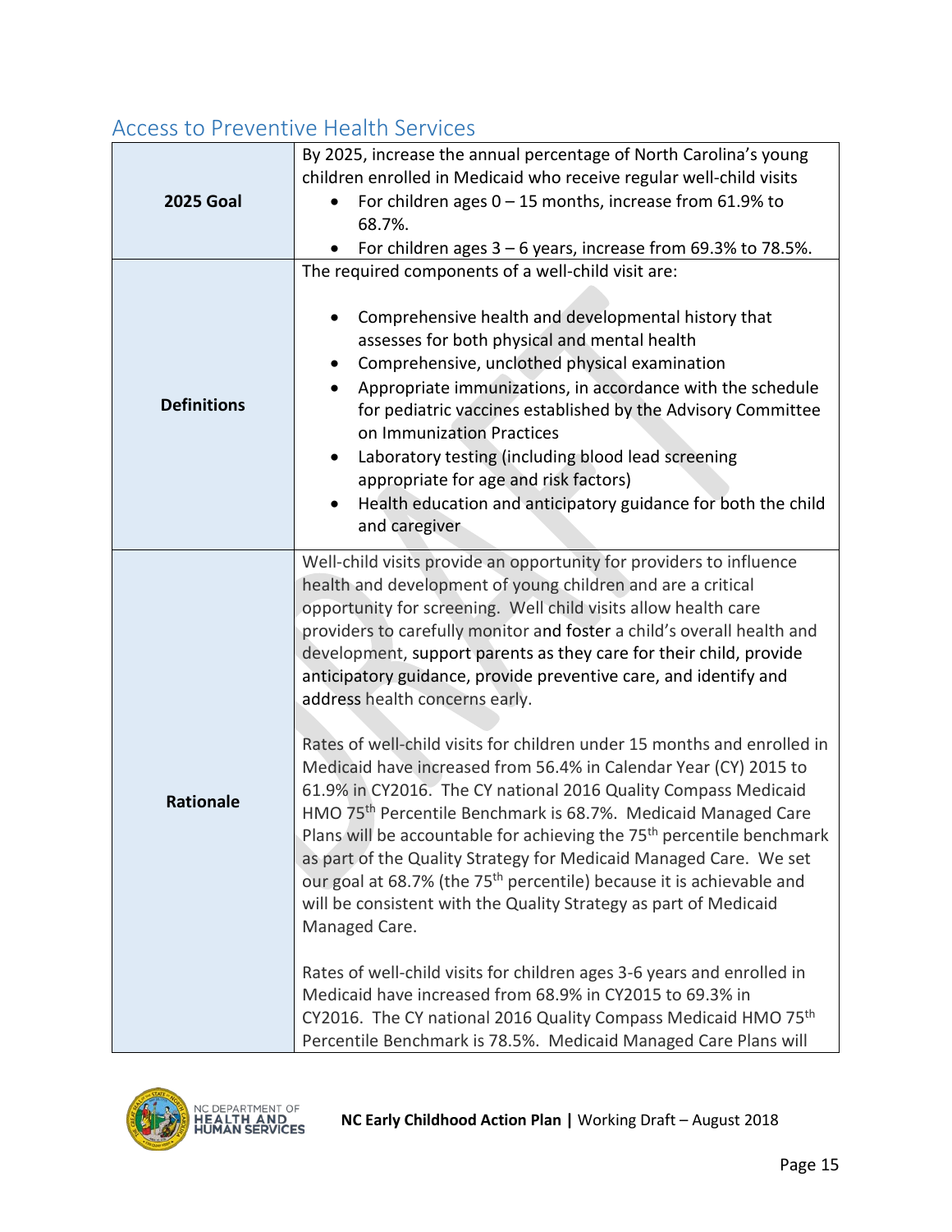## Access to Preventive Health Services

| | |
|---|---|
| **2025 Goal** | By 2025, increase the annual percentage of North Carolina's young children enrolled in Medicaid who receive regular well-child visits<br>• For children ages 0 – 15 months, increase from 61.9% to 68.7%.<br>• For children ages 3 – 6 years, increase from 69.3% to 78.5%. |
| **Definitions** | The required components of a well-child visit are:<br>• Comprehensive health and developmental history that assesses for both physical and mental health<br>• Comprehensive, unclothed physical examination<br>• Appropriate immunizations, in accordance with the schedule for pediatric vaccines established by the Advisory Committee on Immunization Practices<br>• Laboratory testing (including blood lead screening appropriate for age and risk factors)<br>• Health education and anticipatory guidance for both the child and caregiver |
| **Rationale** | Well-child visits provide an opportunity for providers to influence health and development of young children and are a critical opportunity for screening. Well child visits allow health care providers to carefully monitor and foster a child's overall health and development, support parents as they care for their child, provide anticipatory guidance, provide preventive care, and identify and address health concerns early.<br><br>Rates of well-child visits for children under 15 months and enrolled in Medicaid have increased from 56.4% in Calendar Year (CY) 2015 to 61.9% in CY2016. The CY national 2016 Quality Compass Medicaid HMO 75th Percentile Benchmark is 68.7%. Medicaid Managed Care Plans will be accountable for achieving the 75th percentile benchmark as part of the Quality Strategy for Medicaid Managed Care. We set our goal at 68.7% (the 75th percentile) because it is achievable and will be consistent with the Quality Strategy as part of Medicaid Managed Care.<br><br>Rates of well-child visits for children ages 3-6 years and enrolled in Medicaid have increased from 68.9% in CY2015 to 69.3% in CY2016. The CY national 2016 Quality Compass Medicaid HMO 75th Percentile Benchmark is 78.5%. Medicaid Managed Care Plans will |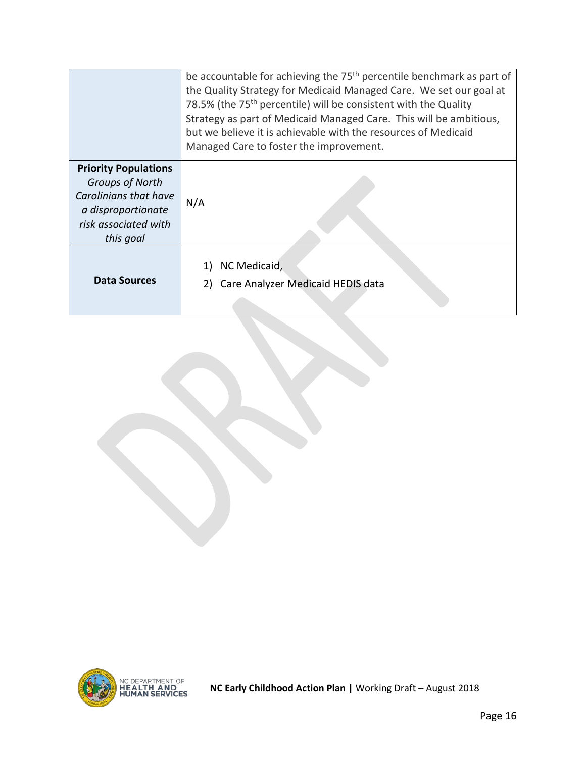| | |
|---|---|
| | be accountable for achieving the 75th percentile benchmark as part of the Quality Strategy for Medicaid Managed Care. We set our goal at 78.5% (the 75th percentile) will be consistent with the Quality Strategy as part of Medicaid Managed Care. This will be ambitious, but we believe it is achievable with the resources of Medicaid Managed Care to foster the improvement. |
| **Priority Populations** *Groups of North Carolinians that have a disproportionate risk associated with this goal* | N/A |
| **Data Sources** | 1) NC Medicaid, 2) Care Analyzer Medicaid HEDIS data |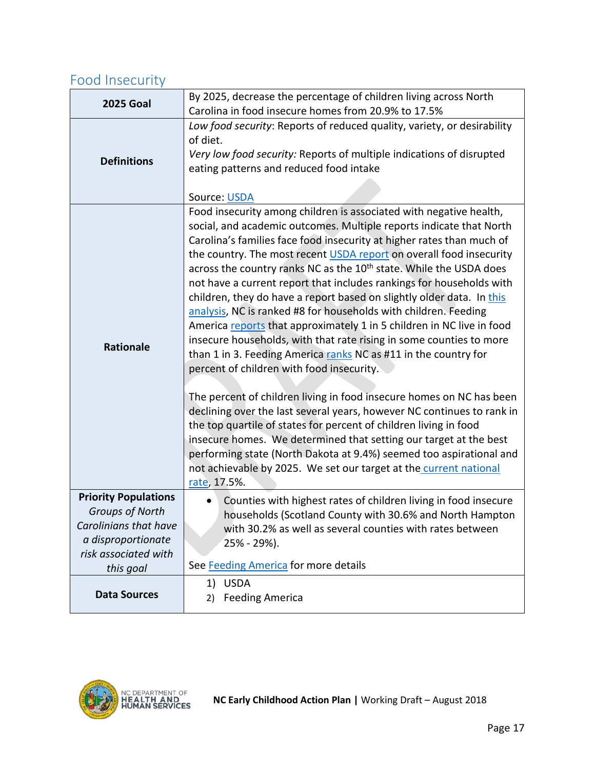## Food Insecurity

| | |
|---|---|
| **2025 Goal** | By 2025, decrease the percentage of children living across North Carolina in food insecure homes from 20.9% to 17.5% |
| **Definitions** | *Low food security*: Reports of reduced quality, variety, or desirability of diet.<br>*Very low food security:* Reports of multiple indications of disrupted eating patterns and reduced food intake<br><br>Source: USDA |
| **Rationale** | Food insecurity among children is associated with negative health, social, and academic outcomes. Multiple reports indicate that North Carolina's families face food insecurity at higher rates than much of the country. The most recent USDA report on overall food insecurity across the country ranks NC as the 10th state. While the USDA does not have a current report that includes rankings for households with children, they do have a report based on slightly older data. In this analysis, NC is ranked #8 for households with children. Feeding America reports that approximately 1 in 5 children in NC live in food insecure households, with that rate rising in some counties to more than 1 in 3. Feeding America ranks NC as #11 in the country for percent of children with food insecurity.<br><br>The percent of children living in food insecure homes on NC has been declining over the last several years, however NC continues to rank in the top quartile of states for percent of children living in food insecure homes. We determined that setting our target at the best performing state (North Dakota at 9.4%) seemed too aspirational and not achievable by 2025. We set our target at the current national rate, 17.5%. |
| **Priority Populations**<br>*Groups of North Carolinians that have a disproportionate risk associated with this goal* | • Counties with highest rates of children living in food insecure households (Scotland County with 30.6% and North Hampton with 30.2% as well as several counties with rates between 25% - 29%).<br><br>See Feeding America for more details |
| **Data Sources** | 1) USDA<br>2) Feeding America |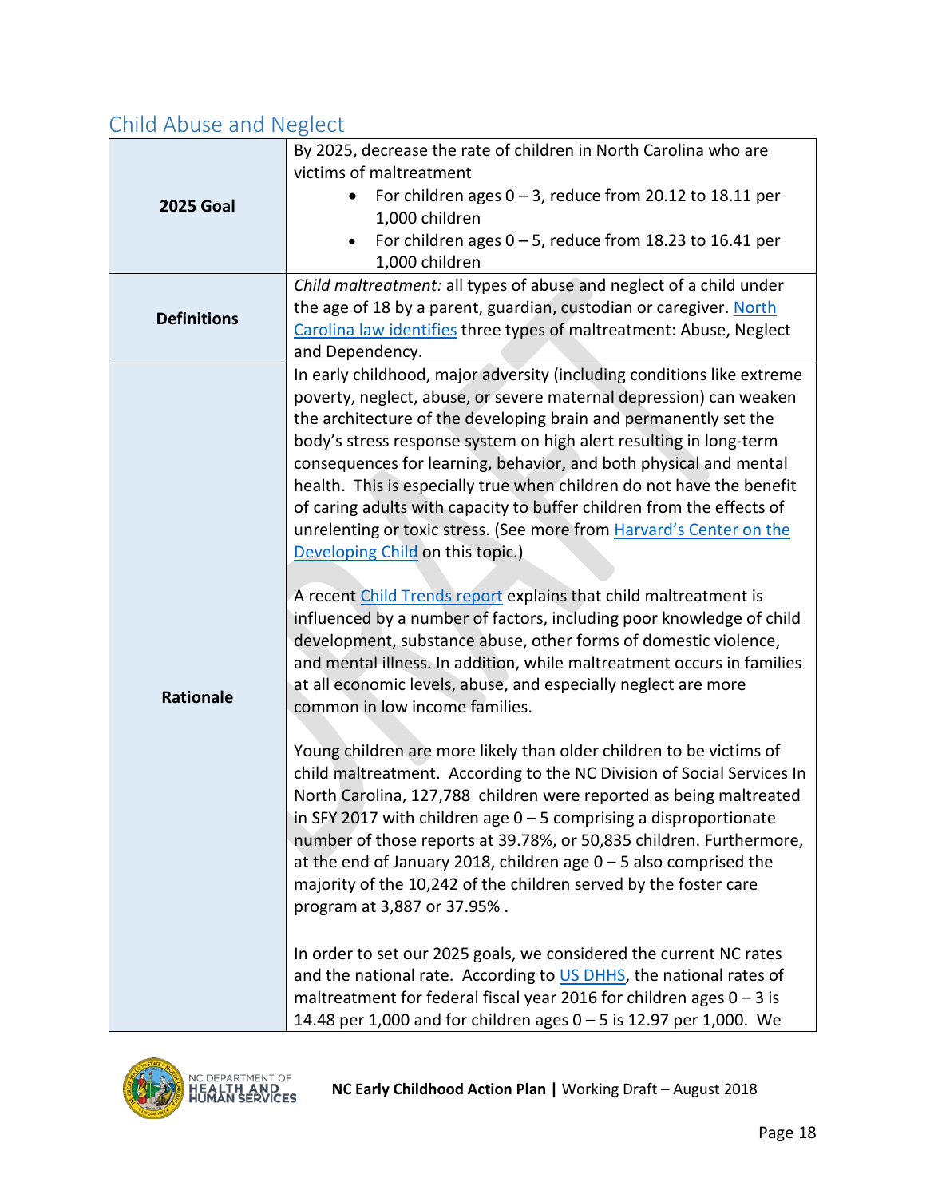## Child Abuse and Neglect

| | |
|---|---|
| **2025 Goal** | By 2025, decrease the rate of children in North Carolina who are victims of maltreatment<br>• For children ages 0 – 3, reduce from 20.12 to 18.11 per 1,000 children<br>• For children ages 0 – 5, reduce from 18.23 to 16.41 per 1,000 children |
| **Definitions** | *Child maltreatment:* all types of abuse and neglect of a child under the age of 18 by a parent, guardian, custodian or caregiver. North Carolina law identifies three types of maltreatment: Abuse, Neglect and Dependency. |
| **Rationale** | In early childhood, major adversity (including conditions like extreme poverty, neglect, abuse, or severe maternal depression) can weaken the architecture of the developing brain and permanently set the body's stress response system on high alert resulting in long-term consequences for learning, behavior, and both physical and mental health. This is especially true when children do not have the benefit of caring adults with capacity to buffer children from the effects of unrelenting or toxic stress. (See more from Harvard's Center on the Developing Child on this topic.)<br><br>A recent Child Trends report explains that child maltreatment is influenced by a number of factors, including poor knowledge of child development, substance abuse, other forms of domestic violence, and mental illness. In addition, while maltreatment occurs in families at all economic levels, abuse, and especially neglect are more common in low income families.<br><br>Young children are more likely than older children to be victims of child maltreatment. According to the NC Division of Social Services In North Carolina, 127,788 children were reported as being maltreated in SFY 2017 with children age 0 – 5 comprising a disproportionate number of those reports at 39.78%, or 50,835 children. Furthermore, at the end of January 2018, children age 0 – 5 also comprised the majority of the 10,242 of the children served by the foster care program at 3,887 or 37.95% .<br><br>In order to set our 2025 goals, we considered the current NC rates and the national rate. According to US DHHS, the national rates of maltreatment for federal fiscal year 2016 for children ages 0 – 3 is 14.48 per 1,000 and for children ages 0 – 5 is 12.97 per 1,000. We |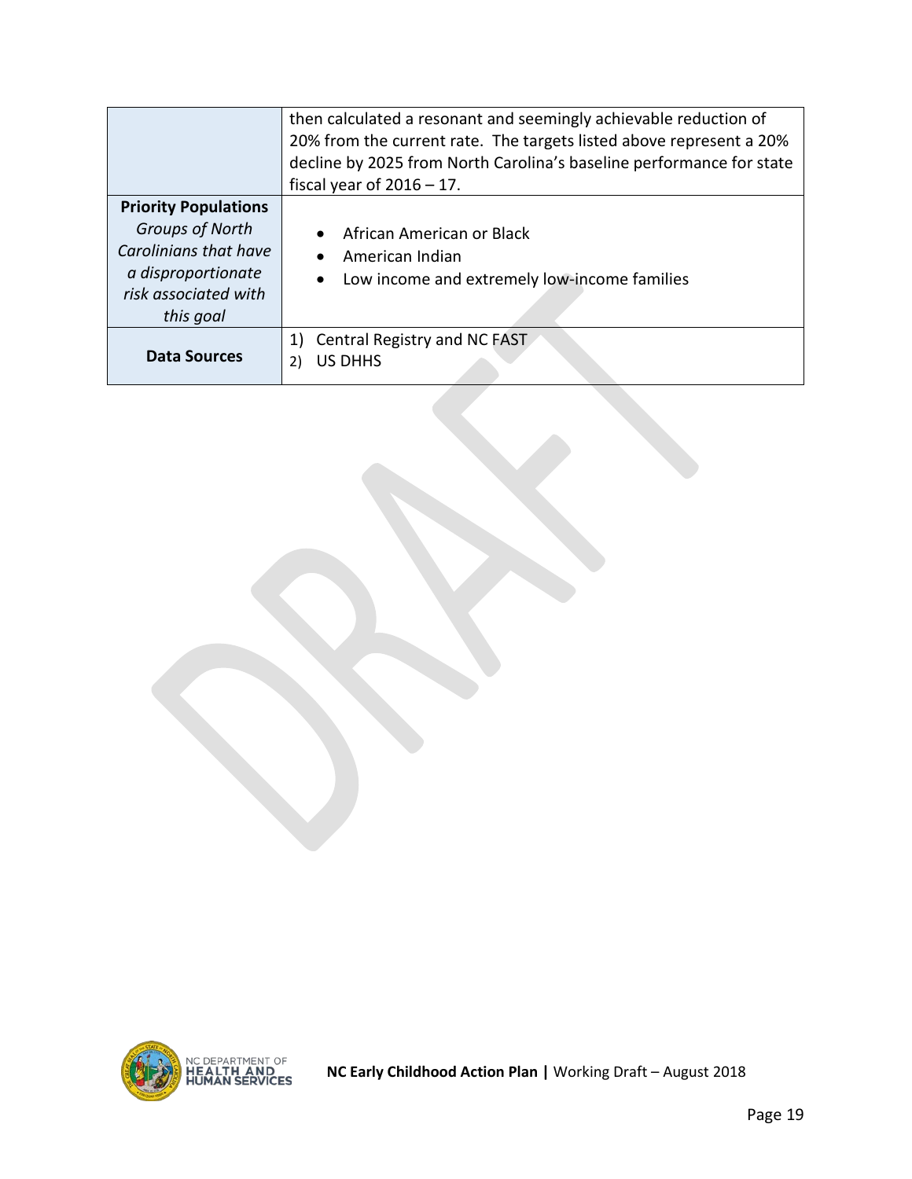| | |
|---|---|
| | then calculated a resonant and seemingly achievable reduction of 20% from the current rate. The targets listed above represent a 20% decline by 2025 from North Carolina's baseline performance for state fiscal year of 2016 – 17. |
| **Priority Populations** *Groups of North Carolinians that have a disproportionate risk associated with this goal* | • African American or Black<br>• American Indian<br>• Low income and extremely low-income families |
| **Data Sources** | 1) Central Registry and NC FAST<br>2) US DHHS |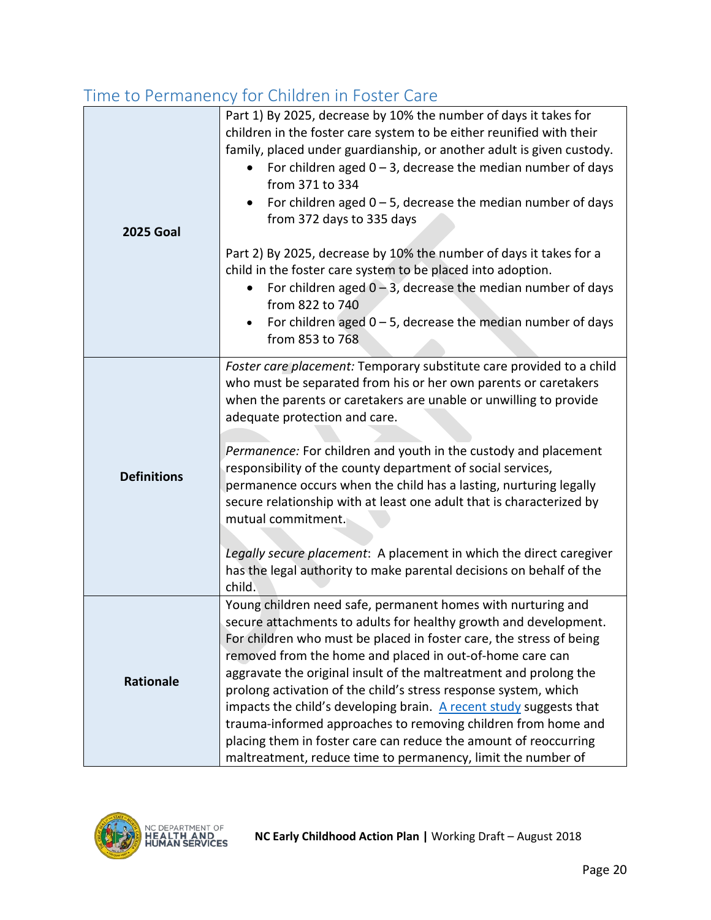## Time to Permanency for Children in Foster Care

| | |
|---|---|
| **2025 Goal** | Part 1) By 2025, decrease by 10% the number of days it takes for children in the foster care system to be either reunified with their family, placed under guardianship, or another adult is given custody.<br>• For children aged 0 – 3, decrease the median number of days from 371 to 334<br>• For children aged 0 – 5, decrease the median number of days from 372 days to 335 days<br><br>Part 2) By 2025, decrease by 10% the number of days it takes for a child in the foster care system to be placed into adoption.<br>• For children aged 0 – 3, decrease the median number of days from 822 to 740<br>• For children aged 0 – 5, decrease the median number of days from 853 to 768 |
| **Definitions** | *Foster care placement:* Temporary substitute care provided to a child who must be separated from his or her own parents or caretakers when the parents or caretakers are unable or unwilling to provide adequate protection and care.<br><br>*Permanence:* For children and youth in the custody and placement responsibility of the county department of social services, permanence occurs when the child has a lasting, nurturing legally secure relationship with at least one adult that is characterized by mutual commitment.<br><br>*Legally secure placement*: A placement in which the direct caregiver has the legal authority to make parental decisions on behalf of the child. |
| **Rationale** | Young children need safe, permanent homes with nurturing and secure attachments to adults for healthy growth and development. For children who must be placed in foster care, the stress of being removed from the home and placed in out-of-home care can aggravate the original insult of the maltreatment and prolong the prolong activation of the child's stress response system, which impacts the child's developing brain. A recent study suggests that trauma-informed approaches to removing children from home and placing them in foster care can reduce the amount of reoccurring maltreatment, reduce time to permanency, limit the number of |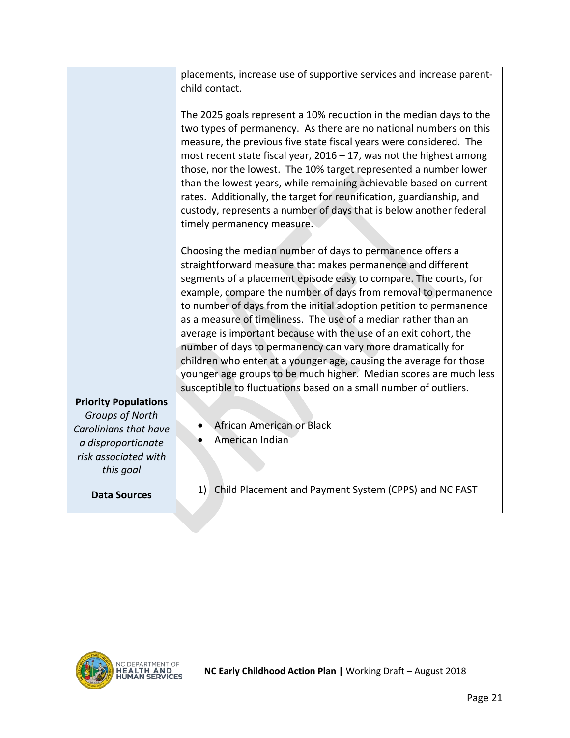| | |
|---|---|
| | placements, increase use of supportive services and increase parent-child contact.<br><br>The 2025 goals represent a 10% reduction in the median days to the two types of permanency. As there are no national numbers on this measure, the previous five state fiscal years were considered. The most recent state fiscal year, 2016 – 17, was not the highest among those, nor the lowest. The 10% target represented a number lower than the lowest years, while remaining achievable based on current rates. Additionally, the target for reunification, guardianship, and custody, represents a number of days that is below another federal timely permanency measure.<br><br>Choosing the median number of days to permanence offers a straightforward measure that makes permanence and different segments of a placement episode easy to compare. The courts, for example, compare the number of days from removal to permanence to number of days from the initial adoption petition to permanence as a measure of timeliness. The use of a median rather than an average is important because with the use of an exit cohort, the number of days to permanency can vary more dramatically for children who enter at a younger age, causing the average for those younger age groups to be much higher. Median scores are much less susceptible to fluctuations based on a small number of outliers. |
| **Priority Populations**<br>*Groups of North Carolinians that have a disproportionate risk associated with this goal* | • African American or Black<br>• American Indian |
| **Data Sources** | 1) Child Placement and Payment System (CPPS) and NC FAST |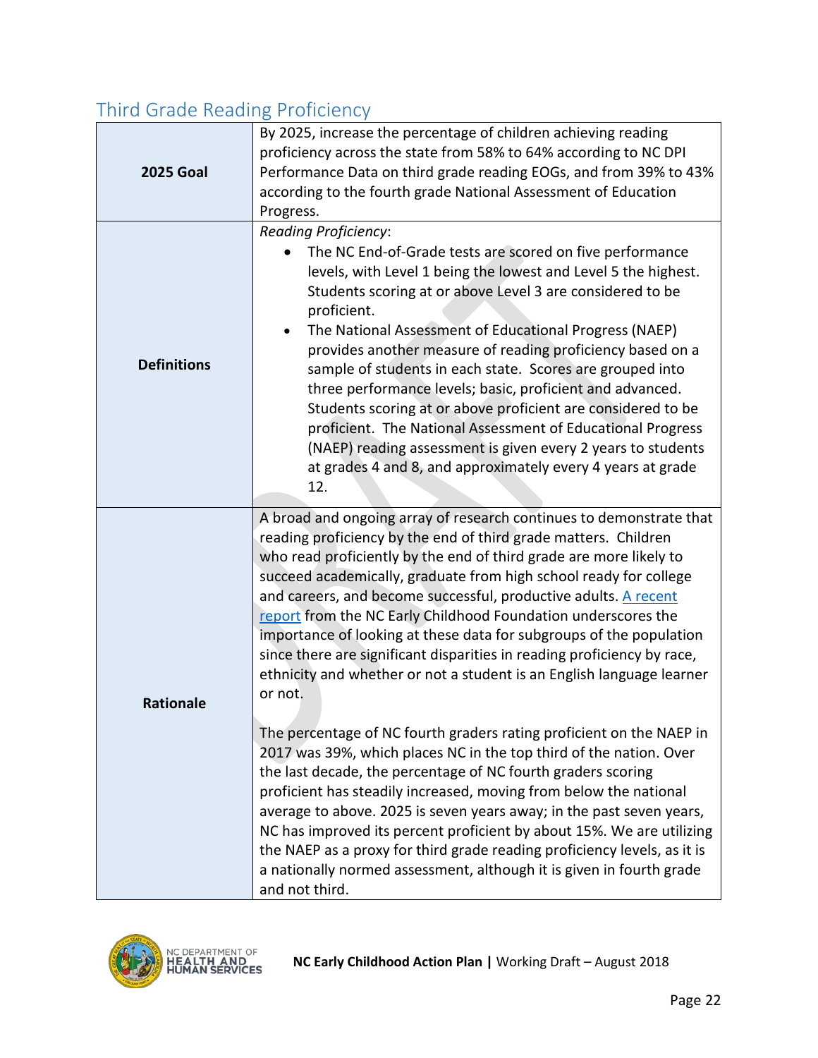## Third Grade Reading Proficiency

| | |
|---|---|
| **2025 Goal** | By 2025, increase the percentage of children achieving reading proficiency across the state from 58% to 64% according to NC DPI Performance Data on third grade reading EOGs, and from 39% to 43% according to the fourth grade National Assessment of Education Progress. |
| **Definitions** | *Reading Proficiency*:<br>• The NC End-of-Grade tests are scored on five performance levels, with Level 1 being the lowest and Level 5 the highest. Students scoring at or above Level 3 are considered to be proficient.<br>• The National Assessment of Educational Progress (NAEP) provides another measure of reading proficiency based on a sample of students in each state. Scores are grouped into three performance levels; basic, proficient and advanced. Students scoring at or above proficient are considered to be proficient. The National Assessment of Educational Progress (NAEP) reading assessment is given every 2 years to students at grades 4 and 8, and approximately every 4 years at grade 12. |
| **Rationale** | A broad and ongoing array of research continues to demonstrate that reading proficiency by the end of third grade matters. Children who read proficiently by the end of third grade are more likely to succeed academically, graduate from high school ready for college and careers, and become successful, productive adults. A recent report from the NC Early Childhood Foundation underscores the importance of looking at these data for subgroups of the population since there are significant disparities in reading proficiency by race, ethnicity and whether or not a student is an English language learner or not.<br><br>The percentage of NC fourth graders rating proficient on the NAEP in 2017 was 39%, which places NC in the top third of the nation. Over the last decade, the percentage of NC fourth graders scoring proficient has steadily increased, moving from below the national average to above. 2025 is seven years away; in the past seven years, NC has improved its percent proficient by about 15%. We are utilizing the NAEP as a proxy for third grade reading proficiency levels, as it is a nationally normed assessment, although it is given in fourth grade and not third. |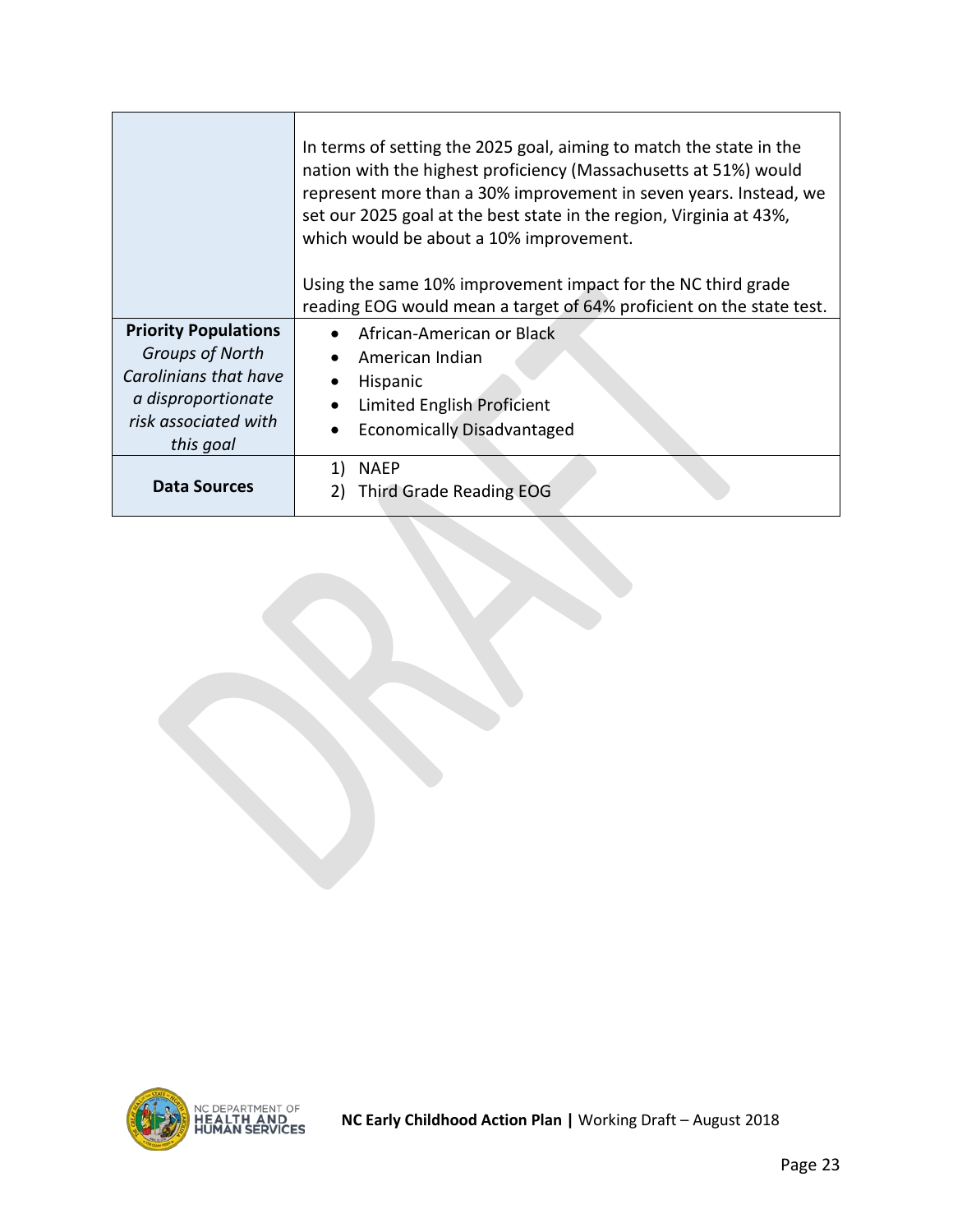| | |
|---|---|
| | In terms of setting the 2025 goal, aiming to match the state in the nation with the highest proficiency (Massachusetts at 51%) would represent more than a 30% improvement in seven years. Instead, we set our 2025 goal at the best state in the region, Virginia at 43%, which would be about a 10% improvement.<br><br>Using the same 10% improvement impact for the NC third grade reading EOG would mean a target of 64% proficient on the state test. |
| **Priority Populations**<br>*Groups of North Carolinians that have a disproportionate risk associated with this goal* | • African-American or Black<br>• American Indian<br>• Hispanic<br>• Limited English Proficient<br>• Economically Disadvantaged |
| **Data Sources** | 1) NAEP<br>2) Third Grade Reading EOG |